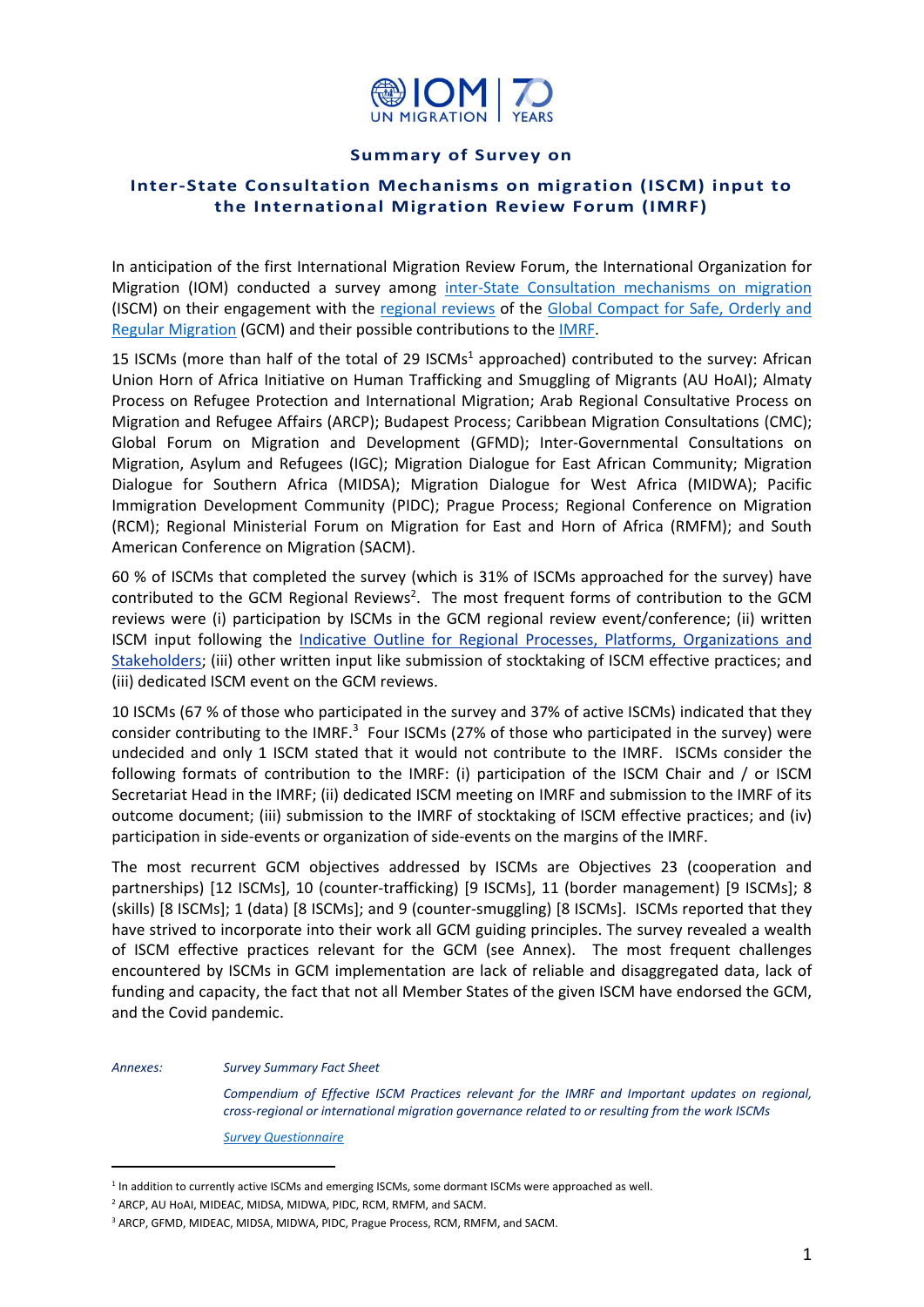**Summary of Survey on**

# Inter-State Consultation Mechanisms on migration (ISCM) input to the International Migration Review Forum (IMRF)

In anticipation of the first International Migration Review Forum, the International Organization for Migration (IOM) conducted a survey among inter-State Consultation mechanisms on migration (ISCM) on their engagement with the regional reviews of the Global Compact for Safe, Orderly and Regular Migration (GCM) and their possible contributions to the IMRF.

15 ISCMs (more than half of the total of 29 ISCMs[1] approached) contributed to the survey: African Union Horn of Africa Initiative on Human Trafficking and Smuggling of Migrants (AU HoAI); Almaty Process on Refugee Protection and International Migration; Arab Regional Consultative Process on Migration and Refugee Affairs (ARCP); Budapest Process; Caribbean Migration Consultations (CMC); Global Forum on Migration and Development (GFMD); Inter-Governmental Consultations on Migration, Asylum and Refugees (IGC); Migration Dialogue for East African Community; Migration Dialogue for Southern Africa (MIDSA); Migration Dialogue for West Africa (MIDWA); Pacific Immigration Development Community (PIDC); Prague Process; Regional Conference on Migration (RCM); Regional Ministerial Forum on Migration for East and Horn of Africa (RMFM); and South American Conference on Migration (SACM).

60 % of ISCMs that completed the survey (which is 31% of ISCMs approached for the survey) have contributed to the GCM Regional Reviews[2]. The most frequent forms of contribution to the GCM reviews were (i) participation by ISCMs in the GCM regional review event/conference; (ii) written ISCM input following the Indicative Outline for Regional Processes, Platforms, Organizations and Stakeholders; (iii) other written input like submission of stocktaking of ISCM effective practices; and (iii) dedicated ISCM event on the GCM reviews.

10 ISCMs (67 % of those who participated in the survey and 37% of active ISCMs) indicated that they consider contributing to the IMRF.[3] Four ISCMs (27% of those who participated in the survey) were undecided and only 1 ISCM stated that it would not contribute to the IMRF. ISCMs consider the following formats of contribution to the IMRF: (i) participation of the ISCM Chair and / or ISCM Secretariat Head in the IMRF; (ii) dedicated ISCM meeting on IMRF and submission to the IMRF of its outcome document; (iii) submission to the IMRF of stocktaking of ISCM effective practices; and (iv) participation in side-events or organization of side-events on the margins of the IMRF.

The most recurrent GCM objectives addressed by ISCMs are Objectives 23 (cooperation and partnerships) [12 ISCMs], 10 (counter-trafficking) [9 ISCMs], 11 (border management) [9 ISCMs]; 8 (skills) [8 ISCMs]; 1 (data) [8 ISCMs]; and 9 (counter-smuggling) [8 ISCMs]. ISCMs reported that they have strived to incorporate into their work all GCM guiding principles. The survey revealed a wealth of ISCM effective practices relevant for the GCM (see Annex). The most frequent challenges encountered by ISCMs in GCM implementation are lack of reliable and disaggregated data, lack of funding and capacity, the fact that not all Member States of the given ISCM have endorsed the GCM, and the Covid pandemic.

*Annexes:*

*Survey Summary Fact Sheet*

*Compendium of Effective ISCM Practices relevant for the IMRF and Important updates on regional, cross-regional or international migration governance related to or resulting from the work ISCMs*

*Survey Questionnaire*

---

[1] In addition to currently active ISCMs and emerging ISCMs, some dormant ISCMs were approached as well.

[2] ARCP, AU HoAI, MIDEAC, MIDSA, MIDWA, PIDC, RCM, RMFM, and SACM.

[3] ARCP, GFMD, MIDEAC, MIDSA, MIDWA, PIDC, Prague Process, RCM, RMFM, and SACM.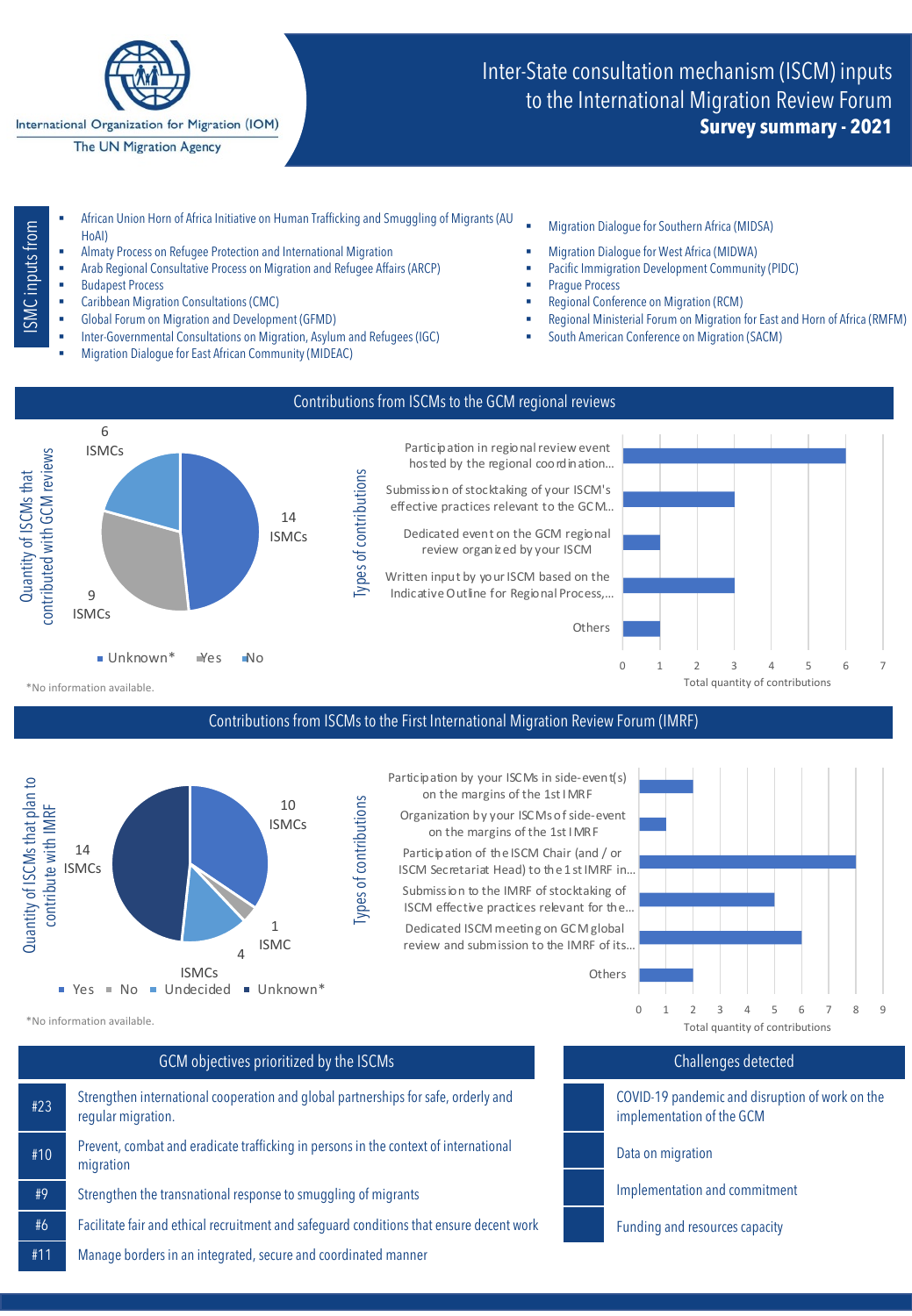International Organization for Migration (IOM)
The UN Migration Agency

# Inter-State consultation mechanism (ISCM) inputs to the International Migration Review Forum

**Survey summary - 2021**

## ISMC inputs from

- African Union Horn of Africa Initiative on Human Trafficking and Smuggling of Migrants (AU HoAI)
- Almaty Process on Refugee Protection and International Migration
- Arab Regional Consultative Process on Migration and Refugee Affairs (ARCP)
- Budapest Process
- Caribbean Migration Consultations (CMC)
- Global Forum on Migration and Development (GFMD)
- Inter-Governmental Consultations on Migration, Asylum and Refugees (IGC)
- Migration Dialogue for East African Community (MIDEAC)
- Migration Dialogue for Southern Africa (MIDSA)
- Migration Dialogue for West Africa (MIDWA)
- Pacific Immigration Development Community (PIDC)
- Prague Process
- Regional Conference on Migration (RCM)
- Regional Ministerial Forum on Migration for East and Horn of Africa (RMFM)
- South American Conference on Migration (SACM)

## Contributions from ISCMs to the GCM regional reviews

Quantity of ISCMs that contributed with GCM reviews

| Category | ISMCs |
|---|---|
| Unknown* | 6 |
| Yes | 14 |
| No | 9 |

Types of contributions

| Type | Total quantity of contributions |
|---|---|
| Participation in regional review event hosted by the regional coordination... | 6 |
| Submission of stocktaking of your ISCM's effective practices relevant to the GCM... | 3 |
| Dedicated event on the GCM regional review organized by your ISCM | 1 |
| Written input by your ISCM based on the Indicative Outline for Regional Process,... | 3 |
| Others | 1 |

*No information available.

## Contributions from ISCMs to the First International Migration Review Forum (IMRF)

Quantity of ISCMs that plan to contribute with IMRF

| Category | ISMCs |
|---|---|
| Yes | 10 |
| No | 1 |
| Undecided | 4 |
| Unknown* | 14 |

Types of contributions

| Type | Total quantity of contributions |
|---|---|
| Participation by your ISCMs in side-event(s) on the margins of the 1st IMRF | 2 |
| Organization by your ISCMs of side-event on the margins of the 1st IMRF | 1 |
| Participation of the ISCM Chair (and / or ISCM Secretariat Head) to the 1st IMRF in... | 8 |
| Submission to the IMRF of stocktaking of ISCM effective practices relevant for the... | 5 |
| Dedicated ISCM meeting on GCM global review and submission to the IMRF of its... | 6 |
| Others | 2 |

*No information available.

## GCM objectives prioritized by the ISCMs

| # | Objective |
|---|---|
| #23 | Strengthen international cooperation and global partnerships for safe, orderly and regular migration. |
| #10 | Prevent, combat and eradicate trafficking in persons in the context of international migration |
| #9 | Strengthen the transnational response to smuggling of migrants |
| #6 | Facilitate fair and ethical recruitment and safeguard conditions that ensure decent work |
| #11 | Manage borders in an integrated, secure and coordinated manner |

## Challenges detected

- COVID-19 pandemic and disruption of work on the implementation of the GCM
- Data on migration
- Implementation and commitment
- Funding and resources capacity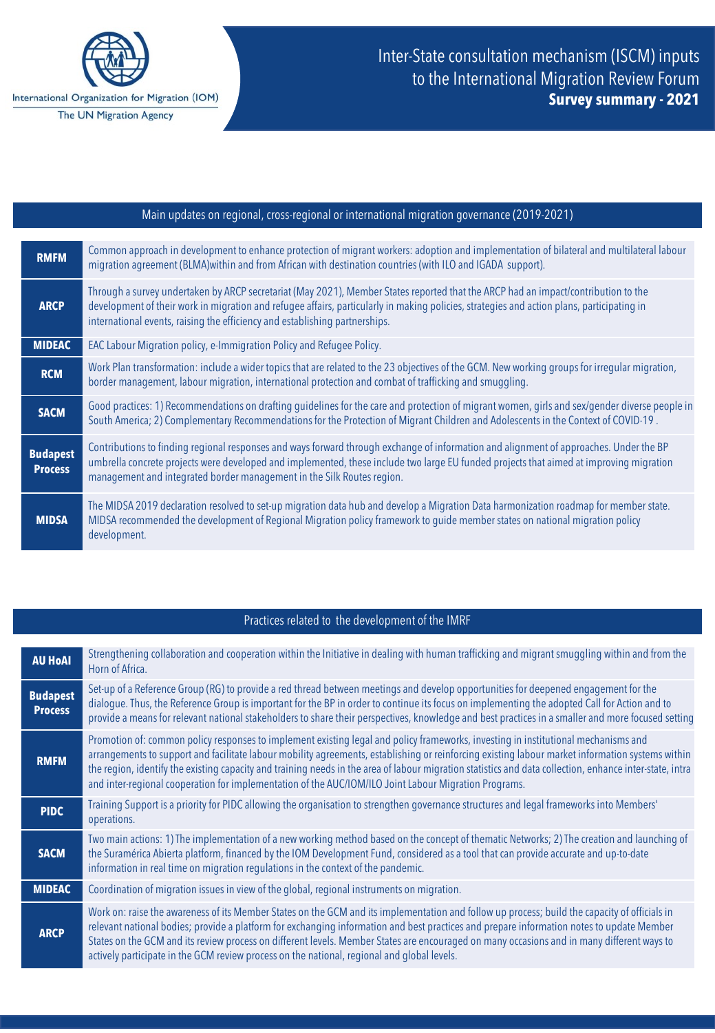International Organization for Migration (IOM)
The UN Migration Agency

# Inter-State consultation mechanism (ISCM) inputs to the International Migration Review Forum

**Survey summary - 2021**

## Main updates on regional, cross-regional or international migration governance (2019-2021)

| | |
|---|---|
| **RMFM** | Common approach in development to enhance protection of migrant workers: adoption and implementation of bilateral and multilateral labour migration agreement (BLMA)within and from African with destination countries (with ILO and IGADA support). |
| **ARCP** | Through a survey undertaken by ARCP secretariat (May 2021), Member States reported that the ARCP had an impact/contribution to the development of their work in migration and refugee affairs, particularly in making policies, strategies and action plans, participating in international events, raising the efficiency and establishing partnerships. |
| **MIDEAC** | EAC Labour Migration policy, e-Immigration Policy and Refugee Policy. |
| **RCM** | Work Plan transformation: include a wider topics that are related to the 23 objectives of the GCM. New working groups for irregular migration, border management, labour migration, international protection and combat of trafficking and smuggling. |
| **SACM** | Good practices: 1) Recommendations on drafting guidelines for the care and protection of migrant women, girls and sex/gender diverse people in South America; 2) Complementary Recommendations for the Protection of Migrant Children and Adolescents in the Context of COVID-19 . |
| **Budapest Process** | Contributions to finding regional responses and ways forward through exchange of information and alignment of approaches. Under the BP umbrella concrete projects were developed and implemented, these include two large EU funded projects that aimed at improving migration management and integrated border management in the Silk Routes region. |
| **MIDSA** | The MIDSA 2019 declaration resolved to set-up migration data hub and develop a Migration Data harmonization roadmap for member state. MIDSA recommended the development of Regional Migration policy framework to guide member states on national migration policy development. |

## Practices related to the development of the IMRF

| | |
|---|---|
| **AU HoAI** | Strengthening collaboration and cooperation within the Initiative in dealing with human trafficking and migrant smuggling within and from the Horn of Africa. |
| **Budapest Process** | Set-up of a Reference Group (RG) to provide a red thread between meetings and develop opportunities for deepened engagement for the dialogue. Thus, the Reference Group is important for the BP in order to continue its focus on implementing the adopted Call for Action and to provide a means for relevant national stakeholders to share their perspectives, knowledge and best practices in a smaller and more focused setting |
| **RMFM** | Promotion of: common policy responses to implement existing legal and policy frameworks, investing in institutional mechanisms and arrangements to support and facilitate labour mobility agreements, establishing or reinforcing existing labour market information systems within the region, identify the existing capacity and training needs in the area of labour migration statistics and data collection, enhance inter-state, intra and inter-regional cooperation for implementation of the AUC/IOM/ILO Joint Labour Migration Programs. |
| **PIDC** | Training Support is a priority for PIDC allowing the organisation to strengthen governance structures and legal frameworks into Members' operations. |
| **SACM** | Two main actions: 1) The implementation of a new working method based on the concept of thematic Networks; 2) The creation and launching of the Suramérica Abierta platform, financed by the IOM Development Fund, considered as a tool that can provide accurate and up-to-date information in real time on migration regulations in the context of the pandemic. |
| **MIDEAC** | Coordination of migration issues in view of the global, regional instruments on migration. |
| **ARCP** | Work on: raise the awareness of its Member States on the GCM and its implementation and follow up process; build the capacity of officials in relevant national bodies; provide a platform for exchanging information and best practices and prepare information notes to update Member States on the GCM and its review process on different levels. Member States are encouraged on many occasions and in many different ways to actively participate in the GCM review process on the national, regional and global levels. |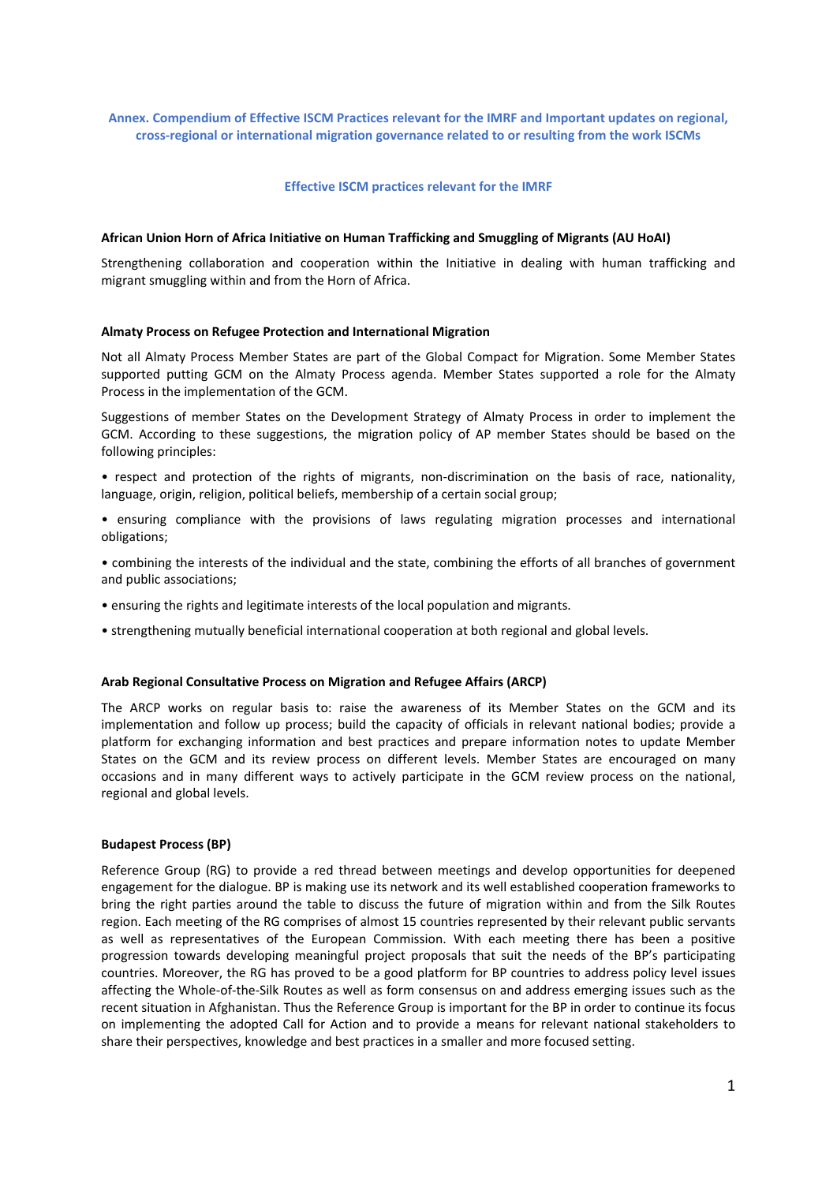## Annex. Compendium of Effective ISCM Practices relevant for the IMRF and Important updates on regional, cross-regional or international migration governance related to or resulting from the work ISCMs

### Effective ISCM practices relevant for the IMRF

**African Union Horn of Africa Initiative on Human Trafficking and Smuggling of Migrants (AU HoAI)**

Strengthening collaboration and cooperation within the Initiative in dealing with human trafficking and migrant smuggling within and from the Horn of Africa.

**Almaty Process on Refugee Protection and International Migration**

Not all Almaty Process Member States are part of the Global Compact for Migration. Some Member States supported putting GCM on the Almaty Process agenda. Member States supported a role for the Almaty Process in the implementation of the GCM.

Suggestions of member States on the Development Strategy of Almaty Process in order to implement the GCM. According to these suggestions, the migration policy of AP member States should be based on the following principles:

- respect and protection of the rights of migrants, non-discrimination on the basis of race, nationality, language, origin, religion, political beliefs, membership of a certain social group;
- ensuring compliance with the provisions of laws regulating migration processes and international obligations;
- combining the interests of the individual and the state, combining the efforts of all branches of government and public associations;
- ensuring the rights and legitimate interests of the local population and migrants.
- strengthening mutually beneficial international cooperation at both regional and global levels.

**Arab Regional Consultative Process on Migration and Refugee Affairs (ARCP)**

The ARCP works on regular basis to: raise the awareness of its Member States on the GCM and its implementation and follow up process; build the capacity of officials in relevant national bodies; provide a platform for exchanging information and best practices and prepare information notes to update Member States on the GCM and its review process on different levels. Member States are encouraged on many occasions and in many different ways to actively participate in the GCM review process on the national, regional and global levels.

**Budapest Process (BP)**

Reference Group (RG) to provide a red thread between meetings and develop opportunities for deepened engagement for the dialogue. BP is making use its network and its well established cooperation frameworks to bring the right parties around the table to discuss the future of migration within and from the Silk Routes region. Each meeting of the RG comprises of almost 15 countries represented by their relevant public servants as well as representatives of the European Commission. With each meeting there has been a positive progression towards developing meaningful project proposals that suit the needs of the BP's participating countries. Moreover, the RG has proved to be a good platform for BP countries to address policy level issues affecting the Whole-of-the-Silk Routes as well as form consensus on and address emerging issues such as the recent situation in Afghanistan. Thus the Reference Group is important for the BP in order to continue its focus on implementing the adopted Call for Action and to provide a means for relevant national stakeholders to share their perspectives, knowledge and best practices in a smaller and more focused setting.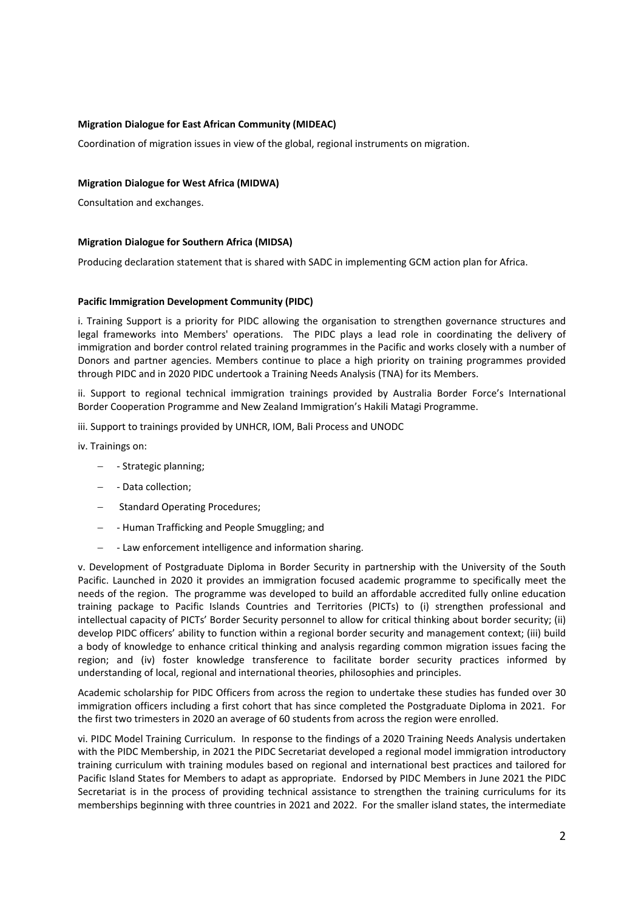**Migration Dialogue for East African Community (MIDEAC)**

Coordination of migration issues in view of the global, regional instruments on migration.

**Migration Dialogue for West Africa (MIDWA)**

Consultation and exchanges.

**Migration Dialogue for Southern Africa (MIDSA)**

Producing declaration statement that is shared with SADC in implementing GCM action plan for Africa.

**Pacific Immigration Development Community (PIDC)**

i. Training Support is a priority for PIDC allowing the organisation to strengthen governance structures and legal frameworks into Members' operations. The PIDC plays a lead role in coordinating the delivery of immigration and border control related training programmes in the Pacific and works closely with a number of Donors and partner agencies. Members continue to place a high priority on training programmes provided through PIDC and in 2020 PIDC undertook a Training Needs Analysis (TNA) for its Members.

ii. Support to regional technical immigration trainings provided by Australia Border Force's International Border Cooperation Programme and New Zealand Immigration's Hakili Matagi Programme.

iii. Support to trainings provided by UNHCR, IOM, Bali Process and UNODC

iv. Trainings on:

- - Strategic planning;
- - Data collection;
- Standard Operating Procedures;
- - Human Trafficking and People Smuggling; and
- - Law enforcement intelligence and information sharing.

v. Development of Postgraduate Diploma in Border Security in partnership with the University of the South Pacific. Launched in 2020 it provides an immigration focused academic programme to specifically meet the needs of the region. The programme was developed to build an affordable accredited fully online education training package to Pacific Islands Countries and Territories (PICTs) to (i) strengthen professional and intellectual capacity of PICTs' Border Security personnel to allow for critical thinking about border security; (ii) develop PIDC officers' ability to function within a regional border security and management context; (iii) build a body of knowledge to enhance critical thinking and analysis regarding common migration issues facing the region; and (iv) foster knowledge transference to facilitate border security practices informed by understanding of local, regional and international theories, philosophies and principles.

Academic scholarship for PIDC Officers from across the region to undertake these studies has funded over 30 immigration officers including a first cohort that has since completed the Postgraduate Diploma in 2021. For the first two trimesters in 2020 an average of 60 students from across the region were enrolled.

vi. PIDC Model Training Curriculum. In response to the findings of a 2020 Training Needs Analysis undertaken with the PIDC Membership, in 2021 the PIDC Secretariat developed a regional model immigration introductory training curriculum with training modules based on regional and international best practices and tailored for Pacific Island States for Members to adapt as appropriate. Endorsed by PIDC Members in June 2021 the PIDC Secretariat is in the process of providing technical assistance to strengthen the training curriculums for its memberships beginning with three countries in 2021 and 2022. For the smaller island states, the intermediate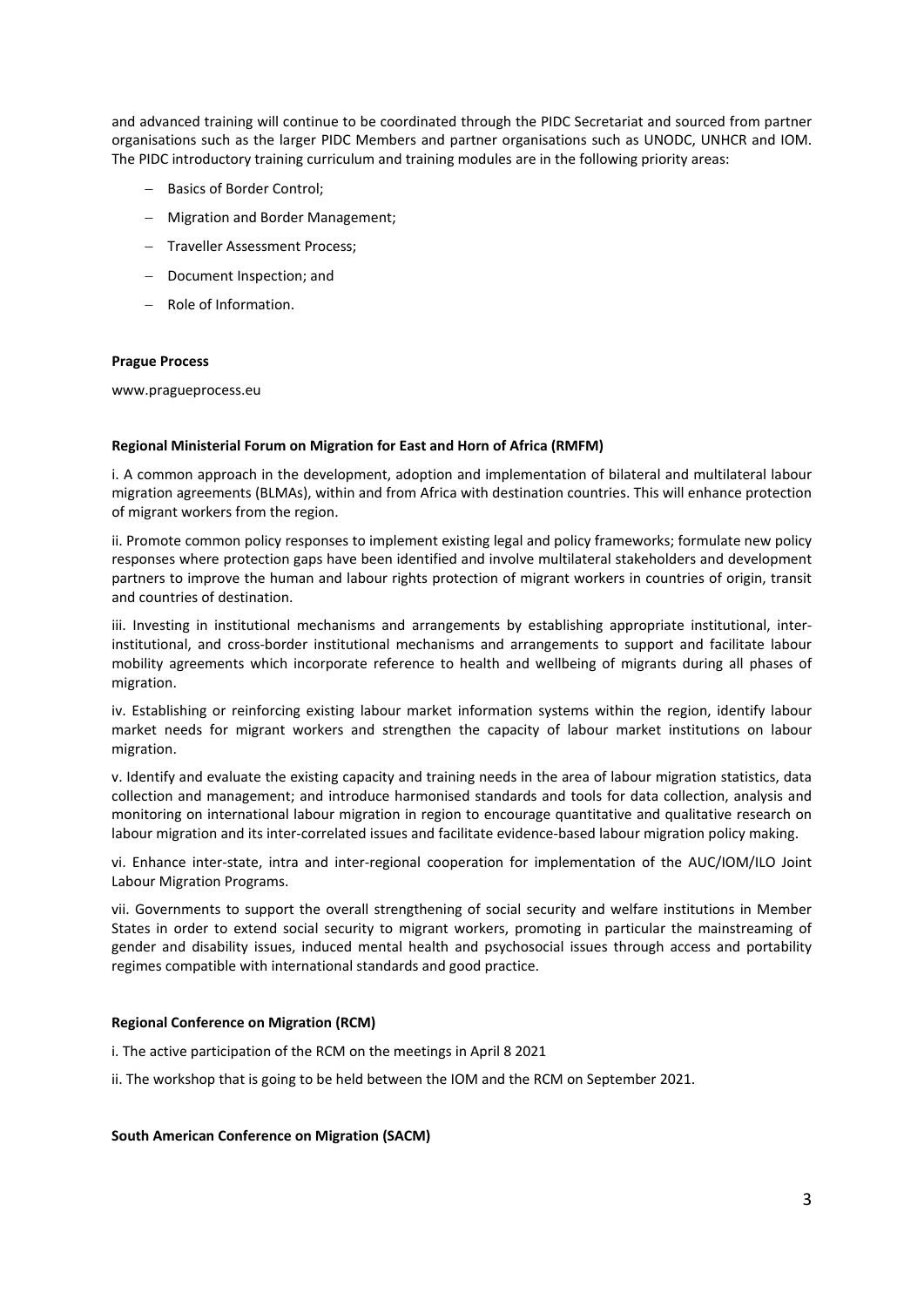and advanced training will continue to be coordinated through the PIDC Secretariat and sourced from partner organisations such as the larger PIDC Members and partner organisations such as UNODC, UNHCR and IOM. The PIDC introductory training curriculum and training modules are in the following priority areas:

- Basics of Border Control;
- Migration and Border Management;
- Traveller Assessment Process;
- Document Inspection; and
- Role of Information.

**Prague Process**

www.pragueprocess.eu

**Regional Ministerial Forum on Migration for East and Horn of Africa (RMFM)**

i. A common approach in the development, adoption and implementation of bilateral and multilateral labour migration agreements (BLMAs), within and from Africa with destination countries. This will enhance protection of migrant workers from the region.

ii. Promote common policy responses to implement existing legal and policy frameworks; formulate new policy responses where protection gaps have been identified and involve multilateral stakeholders and development partners to improve the human and labour rights protection of migrant workers in countries of origin, transit and countries of destination.

iii. Investing in institutional mechanisms and arrangements by establishing appropriate institutional, inter-institutional, and cross-border institutional mechanisms and arrangements to support and facilitate labour mobility agreements which incorporate reference to health and wellbeing of migrants during all phases of migration.

iv. Establishing or reinforcing existing labour market information systems within the region, identify labour market needs for migrant workers and strengthen the capacity of labour market institutions on labour migration.

v. Identify and evaluate the existing capacity and training needs in the area of labour migration statistics, data collection and management; and introduce harmonised standards and tools for data collection, analysis and monitoring on international labour migration in region to encourage quantitative and qualitative research on labour migration and its inter-correlated issues and facilitate evidence-based labour migration policy making.

vi. Enhance inter-state, intra and inter-regional cooperation for implementation of the AUC/IOM/ILO Joint Labour Migration Programs.

vii. Governments to support the overall strengthening of social security and welfare institutions in Member States in order to extend social security to migrant workers, promoting in particular the mainstreaming of gender and disability issues, induced mental health and psychosocial issues through access and portability regimes compatible with international standards and good practice.

**Regional Conference on Migration (RCM)**

i. The active participation of the RCM on the meetings in April 8 2021

ii. The workshop that is going to be held between the IOM and the RCM on September 2021.

**South American Conference on Migration (SACM)**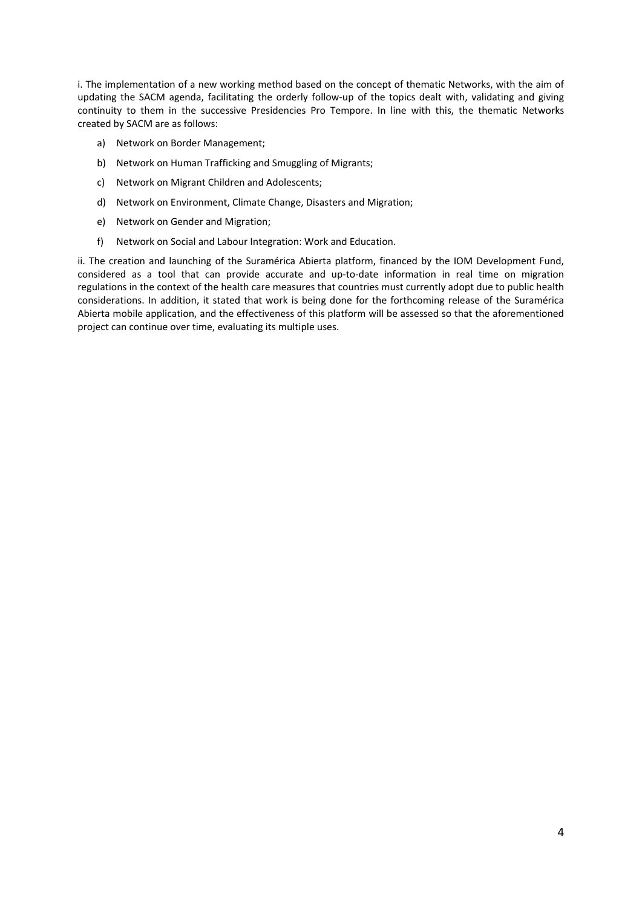i. The implementation of a new working method based on the concept of thematic Networks, with the aim of updating the SACM agenda, facilitating the orderly follow-up of the topics dealt with, validating and giving continuity to them in the successive Presidencies Pro Tempore. In line with this, the thematic Networks created by SACM are as follows:

a) Network on Border Management;

b) Network on Human Trafficking and Smuggling of Migrants;

c) Network on Migrant Children and Adolescents;

d) Network on Environment, Climate Change, Disasters and Migration;

e) Network on Gender and Migration;

f) Network on Social and Labour Integration: Work and Education.

ii. The creation and launching of the Suramérica Abierta platform, financed by the IOM Development Fund, considered as a tool that can provide accurate and up-to-date information in real time on migration regulations in the context of the health care measures that countries must currently adopt due to public health considerations. In addition, it stated that work is being done for the forthcoming release of the Suramérica Abierta mobile application, and the effectiveness of this platform will be assessed so that the aforementioned project can continue over time, evaluating its multiple uses.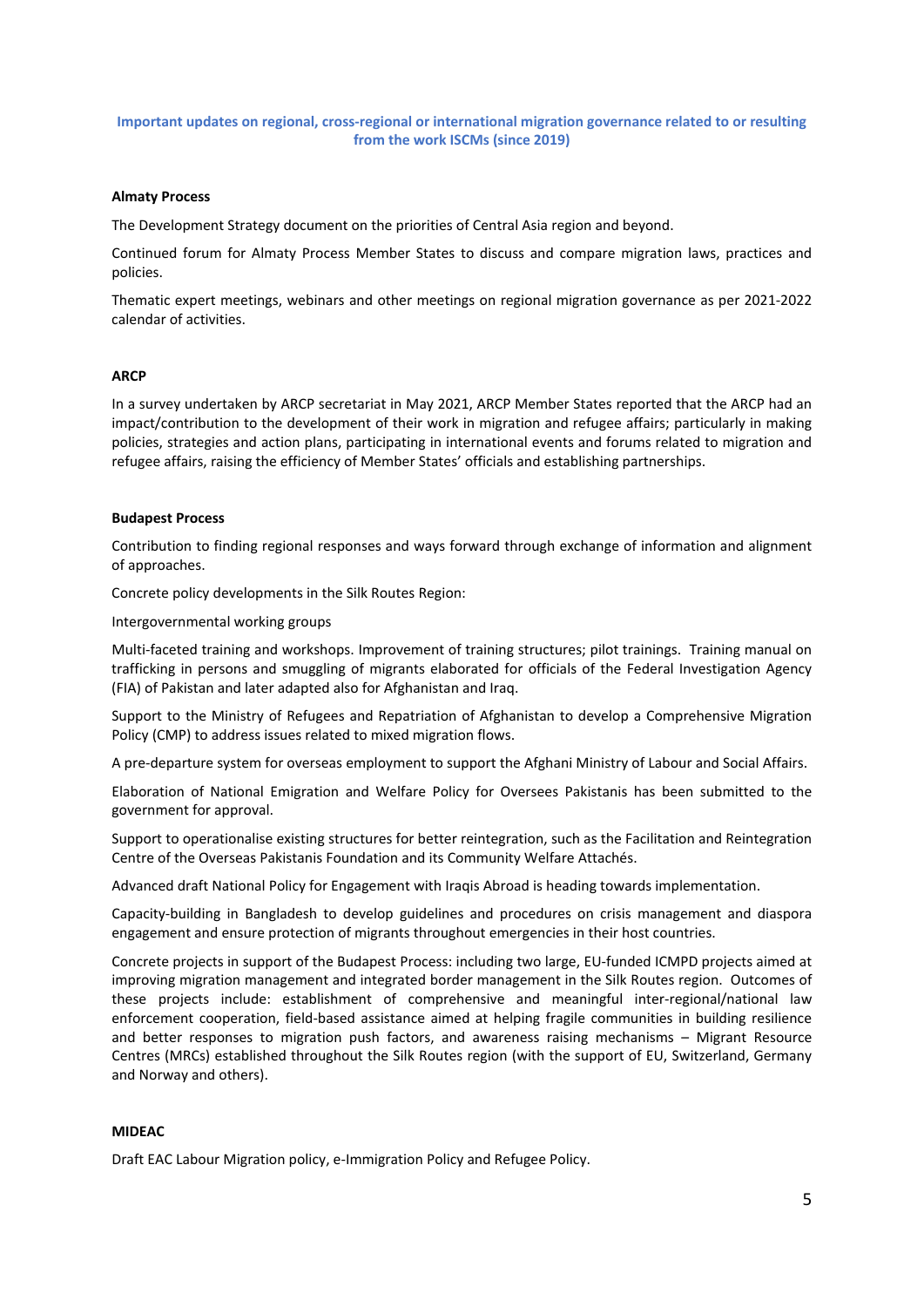## Important updates on regional, cross-regional or international migration governance related to or resulting from the work ISCMs (since 2019)

**Almaty Process**

The Development Strategy document on the priorities of Central Asia region and beyond.

Continued forum for Almaty Process Member States to discuss and compare migration laws, practices and policies.

Thematic expert meetings, webinars and other meetings on regional migration governance as per 2021-2022 calendar of activities.

**ARCP**

In a survey undertaken by ARCP secretariat in May 2021, ARCP Member States reported that the ARCP had an impact/contribution to the development of their work in migration and refugee affairs; particularly in making policies, strategies and action plans, participating in international events and forums related to migration and refugee affairs, raising the efficiency of Member States' officials and establishing partnerships.

**Budapest Process**

Contribution to finding regional responses and ways forward through exchange of information and alignment of approaches.

Concrete policy developments in the Silk Routes Region:

Intergovernmental working groups

Multi-faceted training and workshops. Improvement of training structures; pilot trainings. Training manual on trafficking in persons and smuggling of migrants elaborated for officials of the Federal Investigation Agency (FIA) of Pakistan and later adapted also for Afghanistan and Iraq.

Support to the Ministry of Refugees and Repatriation of Afghanistan to develop a Comprehensive Migration Policy (CMP) to address issues related to mixed migration flows.

A pre-departure system for overseas employment to support the Afghani Ministry of Labour and Social Affairs.

Elaboration of National Emigration and Welfare Policy for Oversees Pakistanis has been submitted to the government for approval.

Support to operationalise existing structures for better reintegration, such as the Facilitation and Reintegration Centre of the Overseas Pakistanis Foundation and its Community Welfare Attachés.

Advanced draft National Policy for Engagement with Iraqis Abroad is heading towards implementation.

Capacity-building in Bangladesh to develop guidelines and procedures on crisis management and diaspora engagement and ensure protection of migrants throughout emergencies in their host countries.

Concrete projects in support of the Budapest Process: including two large, EU-funded ICMPD projects aimed at improving migration management and integrated border management in the Silk Routes region. Outcomes of these projects include: establishment of comprehensive and meaningful inter-regional/national law enforcement cooperation, field-based assistance aimed at helping fragile communities in building resilience and better responses to migration push factors, and awareness raising mechanisms – Migrant Resource Centres (MRCs) established throughout the Silk Routes region (with the support of EU, Switzerland, Germany and Norway and others).

**MIDEAC**

Draft EAC Labour Migration policy, e-Immigration Policy and Refugee Policy.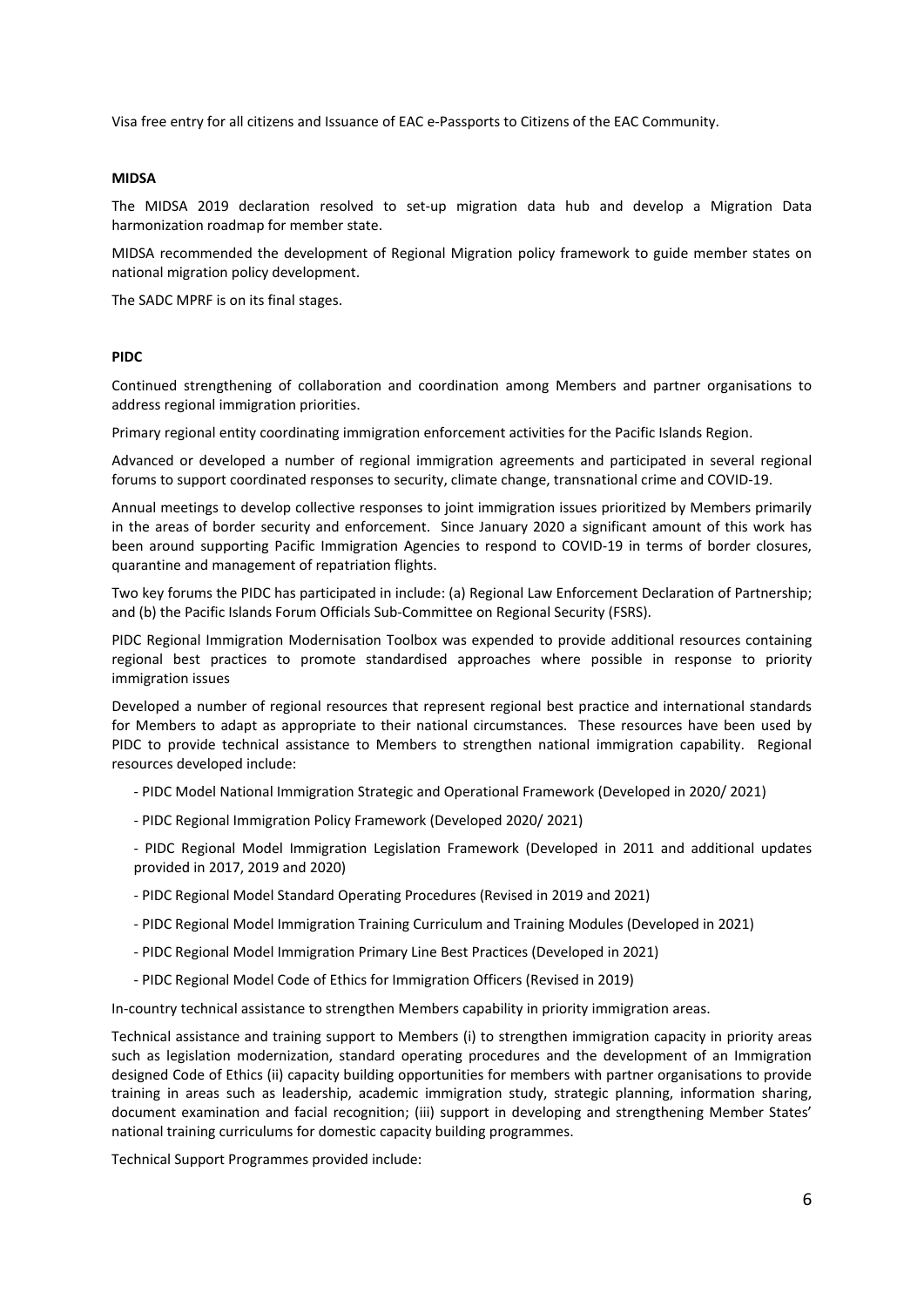Visa free entry for all citizens and Issuance of EAC e-Passports to Citizens of the EAC Community.

**MIDSA**

The MIDSA 2019 declaration resolved to set-up migration data hub and develop a Migration Data harmonization roadmap for member state.

MIDSA recommended the development of Regional Migration policy framework to guide member states on national migration policy development.

The SADC MPRF is on its final stages.

**PIDC**

Continued strengthening of collaboration and coordination among Members and partner organisations to address regional immigration priorities.

Primary regional entity coordinating immigration enforcement activities for the Pacific Islands Region.

Advanced or developed a number of regional immigration agreements and participated in several regional forums to support coordinated responses to security, climate change, transnational crime and COVID-19.

Annual meetings to develop collective responses to joint immigration issues prioritized by Members primarily in the areas of border security and enforcement. Since January 2020 a significant amount of this work has been around supporting Pacific Immigration Agencies to respond to COVID-19 in terms of border closures, quarantine and management of repatriation flights.

Two key forums the PIDC has participated in include: (a) Regional Law Enforcement Declaration of Partnership; and (b) the Pacific Islands Forum Officials Sub-Committee on Regional Security (FSRS).

PIDC Regional Immigration Modernisation Toolbox was expended to provide additional resources containing regional best practices to promote standardised approaches where possible in response to priority immigration issues

Developed a number of regional resources that represent regional best practice and international standards for Members to adapt as appropriate to their national circumstances. These resources have been used by PIDC to provide technical assistance to Members to strengthen national immigration capability. Regional resources developed include:

- PIDC Model National Immigration Strategic and Operational Framework (Developed in 2020/ 2021)
- PIDC Regional Immigration Policy Framework (Developed 2020/ 2021)
- PIDC Regional Model Immigration Legislation Framework (Developed in 2011 and additional updates provided in 2017, 2019 and 2020)
- PIDC Regional Model Standard Operating Procedures (Revised in 2019 and 2021)
- PIDC Regional Model Immigration Training Curriculum and Training Modules (Developed in 2021)
- PIDC Regional Model Immigration Primary Line Best Practices (Developed in 2021)
- PIDC Regional Model Code of Ethics for Immigration Officers (Revised in 2019)

In-country technical assistance to strengthen Members capability in priority immigration areas.

Technical assistance and training support to Members (i) to strengthen immigration capacity in priority areas such as legislation modernization, standard operating procedures and the development of an Immigration designed Code of Ethics (ii) capacity building opportunities for members with partner organisations to provide training in areas such as leadership, academic immigration study, strategic planning, information sharing, document examination and facial recognition; (iii) support in developing and strengthening Member States' national training curriculums for domestic capacity building programmes.

Technical Support Programmes provided include: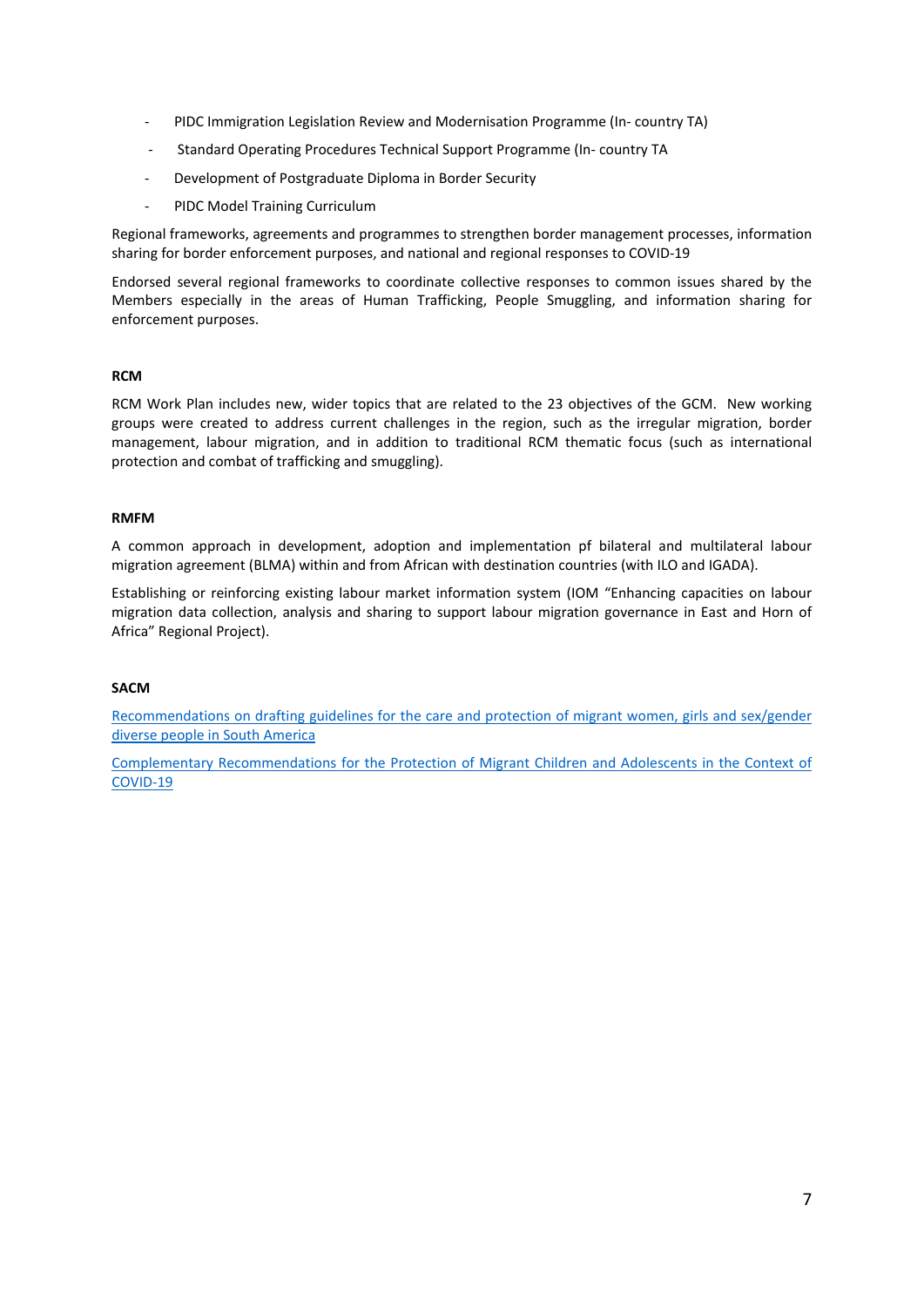- PIDC Immigration Legislation Review and Modernisation Programme (In- country TA)
- Standard Operating Procedures Technical Support Programme (In- country TA
- Development of Postgraduate Diploma in Border Security
- PIDC Model Training Curriculum

Regional frameworks, agreements and programmes to strengthen border management processes, information sharing for border enforcement purposes, and national and regional responses to COVID-19

Endorsed several regional frameworks to coordinate collective responses to common issues shared by the Members especially in the areas of Human Trafficking, People Smuggling, and information sharing for enforcement purposes.

**RCM**

RCM Work Plan includes new, wider topics that are related to the 23 objectives of the GCM. New working groups were created to address current challenges in the region, such as the irregular migration, border management, labour migration, and in addition to traditional RCM thematic focus (such as international protection and combat of trafficking and smuggling).

**RMFM**

A common approach in development, adoption and implementation pf bilateral and multilateral labour migration agreement (BLMA) within and from African with destination countries (with ILO and IGADA).

Establishing or reinforcing existing labour market information system (IOM "Enhancing capacities on labour migration data collection, analysis and sharing to support labour migration governance in East and Horn of Africa" Regional Project).

**SACM**

Recommendations on drafting guidelines for the care and protection of migrant women, girls and sex/gender diverse people in South America

Complementary Recommendations for the Protection of Migrant Children and Adolescents in the Context of COVID-19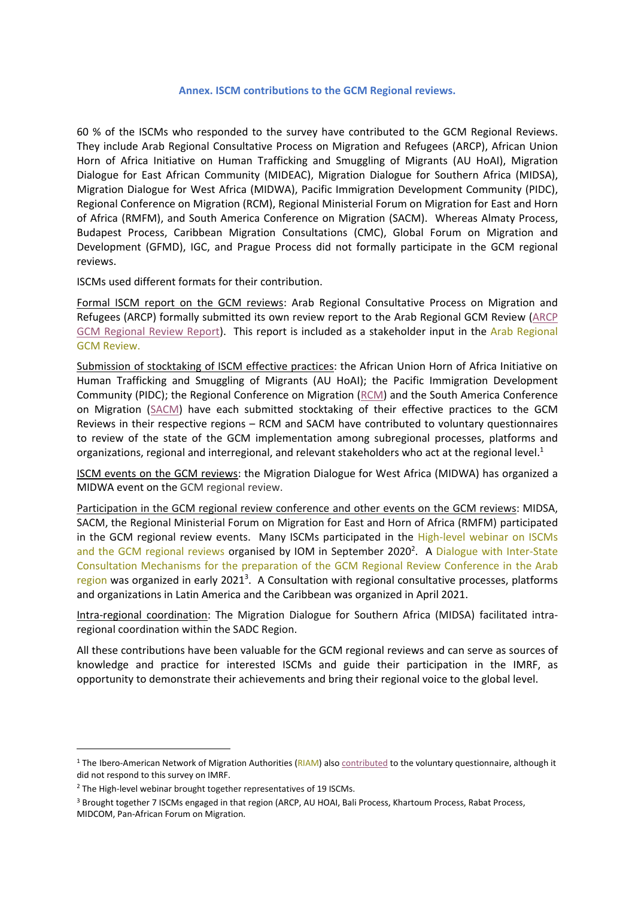## Annex. ISCM contributions to the GCM Regional reviews.

60 % of the ISCMs who responded to the survey have contributed to the GCM Regional Reviews. They include Arab Regional Consultative Process on Migration and Refugees (ARCP), African Union Horn of Africa Initiative on Human Trafficking and Smuggling of Migrants (AU HoAI), Migration Dialogue for East African Community (MIDEAC), Migration Dialogue for Southern Africa (MIDSA), Migration Dialogue for West Africa (MIDWA), Pacific Immigration Development Community (PIDC), Regional Conference on Migration (RCM), Regional Ministerial Forum on Migration for East and Horn of Africa (RMFM), and South America Conference on Migration (SACM). Whereas Almaty Process, Budapest Process, Caribbean Migration Consultations (CMC), Global Forum on Migration and Development (GFMD), IGC, and Prague Process did not formally participate in the GCM regional reviews.

ISCMs used different formats for their contribution.

Formal ISCM report on the GCM reviews: Arab Regional Consultative Process on Migration and Refugees (ARCP) formally submitted its own review report to the Arab Regional GCM Review (ARCP GCM Regional Review Report). This report is included as a stakeholder input in the Arab Regional GCM Review.

Submission of stocktaking of ISCM effective practices: the African Union Horn of Africa Initiative on Human Trafficking and Smuggling of Migrants (AU HoAI); the Pacific Immigration Development Community (PIDC); the Regional Conference on Migration (RCM) and the South America Conference on Migration (SACM) have each submitted stocktaking of their effective practices to the GCM Reviews in their respective regions – RCM and SACM have contributed to voluntary questionnaires to review of the state of the GCM implementation among subregional processes, platforms and organizations, regional and interregional, and relevant stakeholders who act at the regional level.[1]

ISCM events on the GCM reviews: the Migration Dialogue for West Africa (MIDWA) has organized a MIDWA event on the GCM regional review.

Participation in the GCM regional review conference and other events on the GCM reviews: MIDSA, SACM, the Regional Ministerial Forum on Migration for East and Horn of Africa (RMFM) participated in the GCM regional review events. Many ISCMs participated in the High-level webinar on ISCMs and the GCM regional reviews organised by IOM in September 2020[2]. A Dialogue with Inter-State Consultation Mechanisms for the preparation of the GCM Regional Review Conference in the Arab region was organized in early 2021[3]. A Consultation with regional consultative processes, platforms and organizations in Latin America and the Caribbean was organized in April 2021.

Intra-regional coordination: The Migration Dialogue for Southern Africa (MIDSA) facilitated intra-regional coordination within the SADC Region.

All these contributions have been valuable for the GCM regional reviews and can serve as sources of knowledge and practice for interested ISCMs and guide their participation in the IMRF, as opportunity to demonstrate their achievements and bring their regional voice to the global level.

---

[1] The Ibero-American Network of Migration Authorities (RIAM) also contributed to the voluntary questionnaire, although it did not respond to this survey on IMRF.

[2] The High-level webinar brought together representatives of 19 ISCMs.

[3] Brought together 7 ISCMs engaged in that region (ARCP, AU HOAI, Bali Process, Khartoum Process, Rabat Process, MIDCOM, Pan-African Forum on Migration.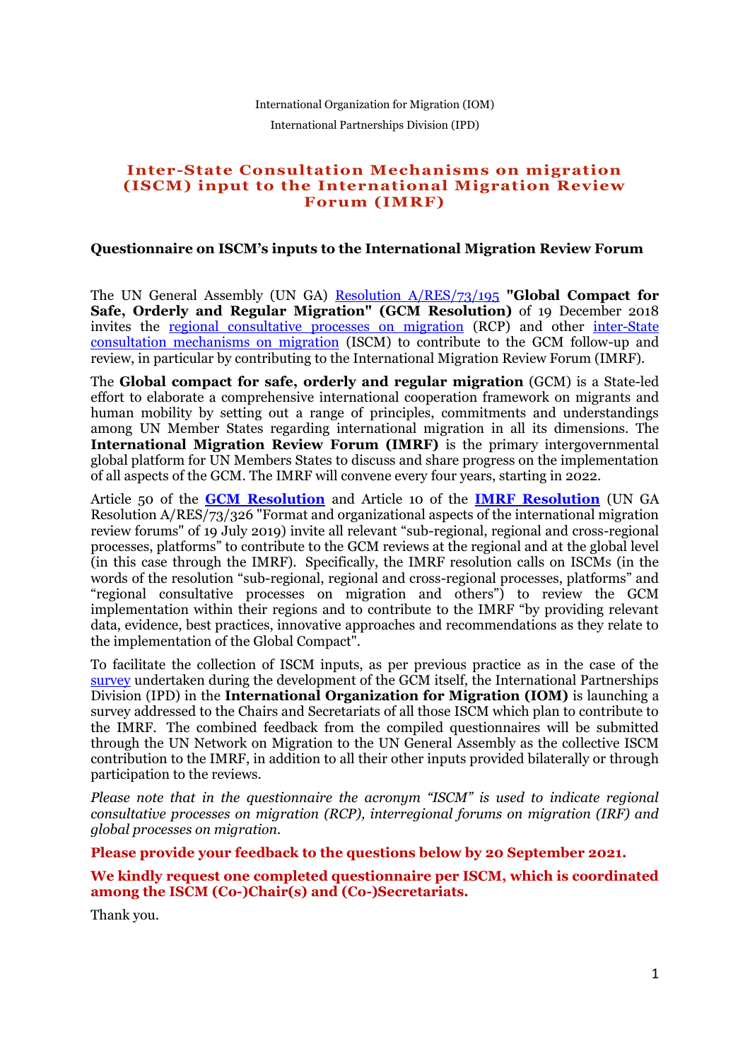International Organization for Migration (IOM)

International Partnerships Division (IPD)

# Inter-State Consultation Mechanisms on migration (ISCM) input to the International Migration Review Forum (IMRF)

## Questionnaire on ISCM's inputs to the International Migration Review Forum

The UN General Assembly (UN GA) [Resolution A/RES/73/195](#) **"Global Compact for Safe, Orderly and Regular Migration" (GCM Resolution)** of 19 December 2018 invites the [regional consultative processes on migration](#) (RCP) and other [inter-State consultation mechanisms on migration](#) (ISCM) to contribute to the GCM follow-up and review, in particular by contributing to the International Migration Review Forum (IMRF).

The **Global compact for safe, orderly and regular migration** (GCM) is a State-led effort to elaborate a comprehensive international cooperation framework on migrants and human mobility by setting out a range of principles, commitments and understandings among UN Member States regarding international migration in all its dimensions. The **International Migration Review Forum (IMRF)** is the primary intergovernmental global platform for UN Members States to discuss and share progress on the implementation of all aspects of the GCM. The IMRF will convene every four years, starting in 2022.

Article 50 of the **[GCM Resolution](#)** and Article 10 of the **[IMRF Resolution](#)** (UN GA Resolution A/RES/73/326 "Format and organizational aspects of the international migration review forums" of 19 July 2019) invite all relevant "sub-regional, regional and cross-regional processes, platforms" to contribute to the GCM reviews at the regional and at the global level (in this case through the IMRF). Specifically, the IMRF resolution calls on ISCMs (in the words of the resolution "sub-regional, regional and cross-regional processes, platforms" and "regional consultative processes on migration and others") to review the GCM implementation within their regions and to contribute to the IMRF "by providing relevant data, evidence, best practices, innovative approaches and recommendations as they relate to the implementation of the Global Compact".

To facilitate the collection of ISCM inputs, as per previous practice as in the case of the [survey](#) undertaken during the development of the GCM itself, the International Partnerships Division (IPD) in the **International Organization for Migration (IOM)** is launching a survey addressed to the Chairs and Secretariats of all those ISCM which plan to contribute to the IMRF. The combined feedback from the compiled questionnaires will be submitted through the UN Network on Migration to the UN General Assembly as the collective ISCM contribution to the IMRF, in addition to all their other inputs provided bilaterally or through participation to the reviews.

*Please note that in the questionnaire the acronym "ISCM" is used to indicate regional consultative processes on migration (RCP), interregional forums on migration (IRF) and global processes on migration.*

**Please provide your feedback to the questions below by 20 September 2021.**

**We kindly request one completed questionnaire per ISCM, which is coordinated among the ISCM (Co-)Chair(s) and (Co-)Secretariats.**

Thank you.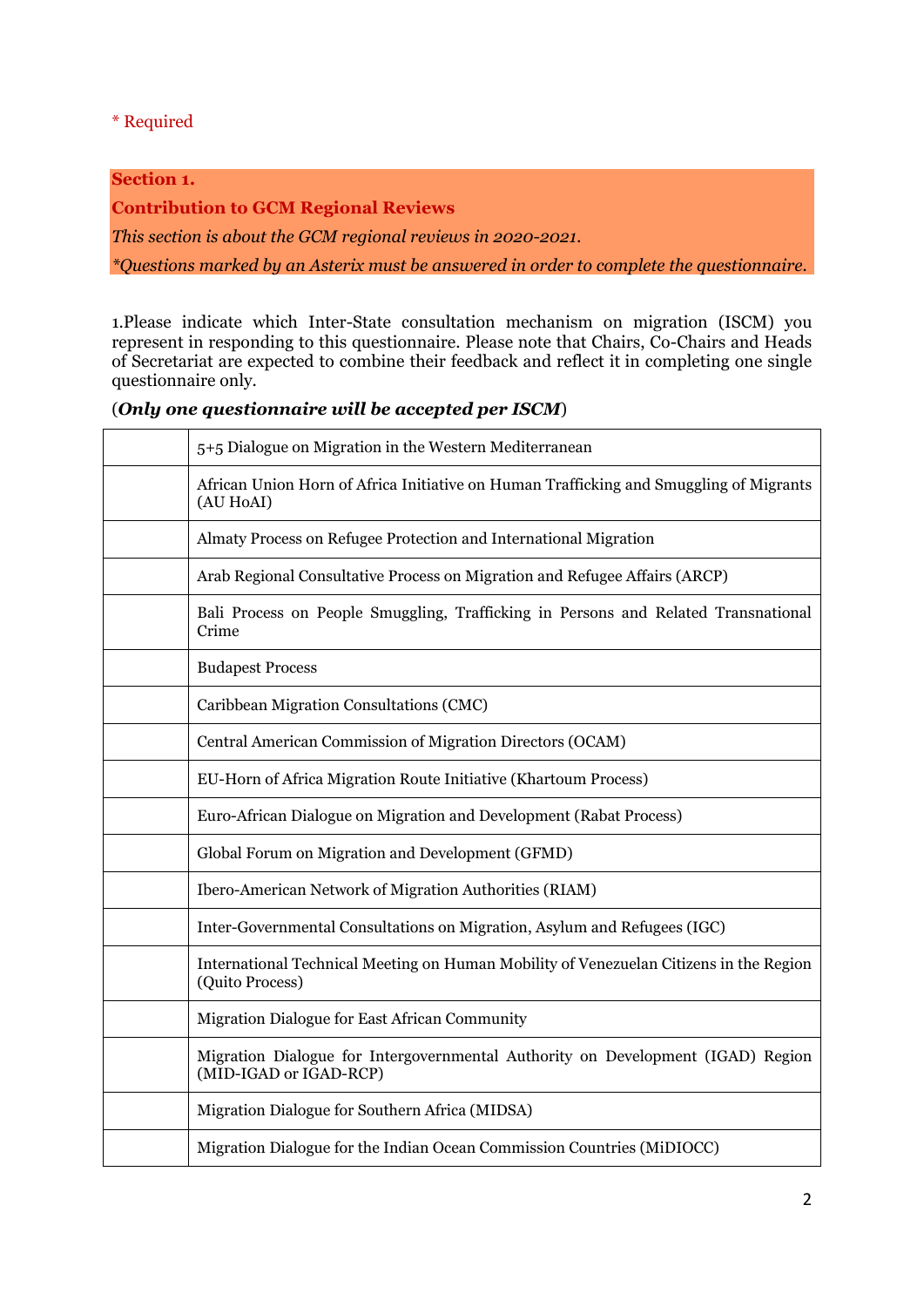\* Required

**Section 1.**

**Contribution to GCM Regional Reviews**

*This section is about the GCM regional reviews in 2020-2021.*

*\*Questions marked by an Asterix must be answered in order to complete the questionnaire.*

1.Please indicate which Inter-State consultation mechanism on migration (ISCM) you represent in responding to this questionnaire. Please note that Chairs, Co-Chairs and Heads of Secretariat are expected to combine their feedback and reflect it in completing one single questionnaire only.

(***Only one questionnaire will be accepted per ISCM***)

| | |
|---|---|
| | 5+5 Dialogue on Migration in the Western Mediterranean |
| | African Union Horn of Africa Initiative on Human Trafficking and Smuggling of Migrants (AU HoAI) |
| | Almaty Process on Refugee Protection and International Migration |
| | Arab Regional Consultative Process on Migration and Refugee Affairs (ARCP) |
| | Bali Process on People Smuggling, Trafficking in Persons and Related Transnational Crime |
| | Budapest Process |
| | Caribbean Migration Consultations (CMC) |
| | Central American Commission of Migration Directors (OCAM) |
| | EU-Horn of Africa Migration Route Initiative (Khartoum Process) |
| | Euro-African Dialogue on Migration and Development (Rabat Process) |
| | Global Forum on Migration and Development (GFMD) |
| | Ibero-American Network of Migration Authorities (RIAM) |
| | Inter-Governmental Consultations on Migration, Asylum and Refugees (IGC) |
| | International Technical Meeting on Human Mobility of Venezuelan Citizens in the Region (Quito Process) |
| | Migration Dialogue for East African Community |
| | Migration Dialogue for Intergovernmental Authority on Development (IGAD) Region (MID-IGAD or IGAD-RCP) |
| | Migration Dialogue for Southern Africa (MIDSA) |
| | Migration Dialogue for the Indian Ocean Commission Countries (MiDIOCC) |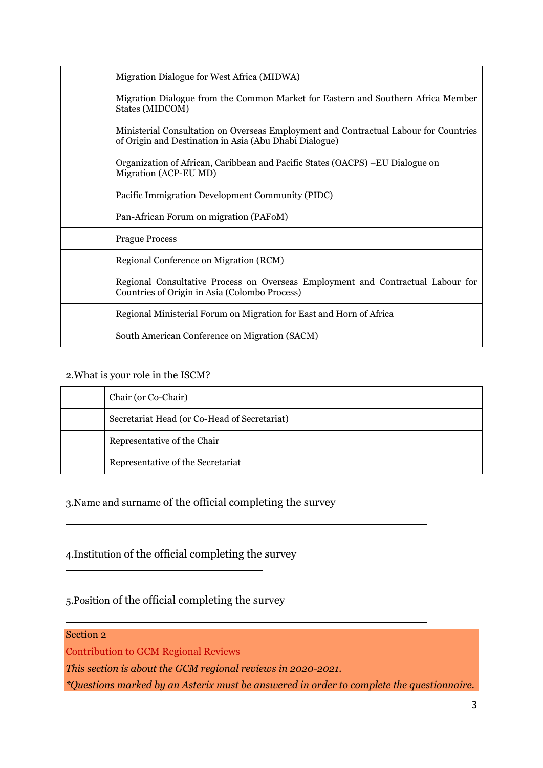|  |  |
|---|---|
|  | Migration Dialogue for West Africa (MIDWA) |
|  | Migration Dialogue from the Common Market for Eastern and Southern Africa Member States (MIDCOM) |
|  | Ministerial Consultation on Overseas Employment and Contractual Labour for Countries of Origin and Destination in Asia (Abu Dhabi Dialogue) |
|  | Organization of African, Caribbean and Pacific States (OACPS) –EU Dialogue on Migration (ACP-EU MD) |
|  | Pacific Immigration Development Community (PIDC) |
|  | Pan-African Forum on migration (PAFoM) |
|  | Prague Process |
|  | Regional Conference on Migration (RCM) |
|  | Regional Consultative Process on Overseas Employment and Contractual Labour for Countries of Origin in Asia (Colombo Process) |
|  | Regional Ministerial Forum on Migration for East and Horn of Africa |
|  | South American Conference on Migration (SACM) |

2.What is your role in the ISCM?

|  |  |
|---|---|
|  | Chair (or Co-Chair) |
|  | Secretariat Head (or Co-Head of Secretariat) |
|  | Representative of the Chair |
|  | Representative of the Secretariat |

3.Name and surname of the official completing the survey

______________________________________________________

4.Institution of the official completing the survey______________________________

______________________________

5.Position of the official completing the survey

______________________________________________________

Section 2

Contribution to GCM Regional Reviews

*This section is about the GCM regional reviews in 2020-2021.*

**Questions marked by an Asterix must be answered in order to complete the questionnaire.*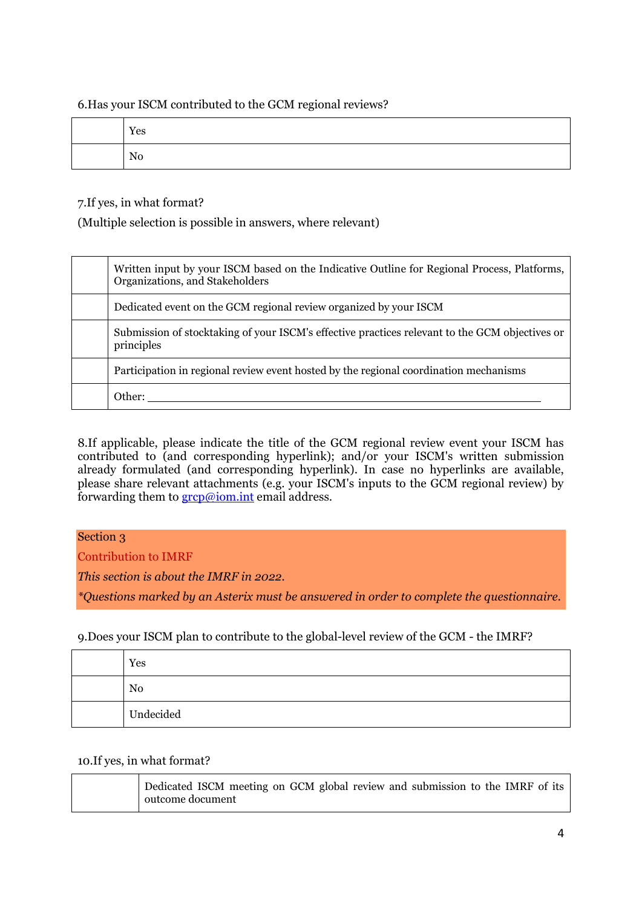6.Has your ISCM contributed to the GCM regional reviews?

| | |
|---|---|
| | Yes |
| | No |

7.If yes, in what format?

(Multiple selection is possible in answers, where relevant)

| | |
|---|---|
| | Written input by your ISCM based on the Indicative Outline for Regional Process, Platforms, Organizations, and Stakeholders |
| | Dedicated event on the GCM regional review organized by your ISCM |
| | Submission of stocktaking of your ISCM's effective practices relevant to the GCM objectives or principles |
| | Participation in regional review event hosted by the regional coordination mechanisms |
| | Other: ______________________________ |

8.If applicable, please indicate the title of the GCM regional review event your ISCM has contributed to (and corresponding hyperlink); and/or your ISCM's written submission already formulated (and corresponding hyperlink). In case no hyperlinks are available, please share relevant attachments (e.g. your ISCM's inputs to the GCM regional review) by forwarding them to grcp@iom.int email address.

Section 3

Contribution to IMRF

*This section is about the IMRF in 2022.*

**Questions marked by an Asterix must be answered in order to complete the questionnaire.*

9.Does your ISCM plan to contribute to the global-level review of the GCM - the IMRF?

| | |
|---|---|
| | Yes |
| | No |
| | Undecided |

10.If yes, in what format?

| | |
|---|---|
| | Dedicated ISCM meeting on GCM global review and submission to the IMRF of its outcome document |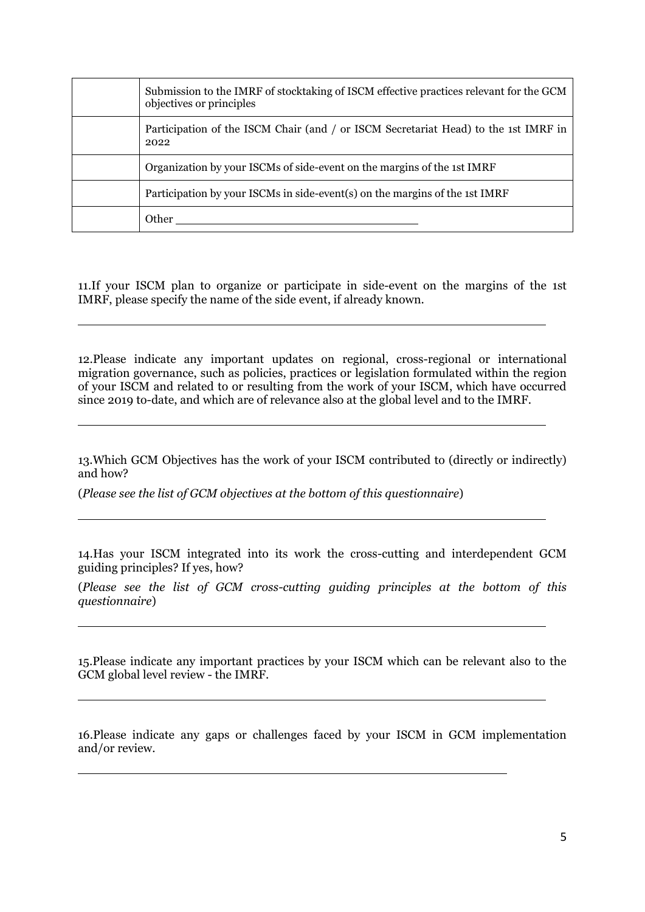| | |
|---|---|
| | Submission to the IMRF of stocktaking of ISCM effective practices relevant for the GCM objectives or principles |
| | Participation of the ISCM Chair (and / or ISCM Secretariat Head) to the 1st IMRF in 2022 |
| | Organization by your ISCMs of side-event on the margins of the 1st IMRF |
| | Participation by your ISCMs in side-event(s) on the margins of the 1st IMRF |
| | Other ___________________________________ |

11.If your ISCM plan to organize or participate in side-event on the margins of the 1st IMRF, please specify the name of the side event, if already known.

_______________________________________________________________

12.Please indicate any important updates on regional, cross-regional or international migration governance, such as policies, practices or legislation formulated within the region of your ISCM and related to or resulting from the work of your ISCM, which have occurred since 2019 to-date, and which are of relevance also at the global level and to the IMRF.

_______________________________________________________________

13.Which GCM Objectives has the work of your ISCM contributed to (directly or indirectly) and how?

(*Please see the list of GCM objectives at the bottom of this questionnaire*)

_______________________________________________________________

14.Has your ISCM integrated into its work the cross-cutting and interdependent GCM guiding principles? If yes, how?

(*Please see the list of GCM cross-cutting guiding principles at the bottom of this questionnaire*)

_______________________________________________________________

15.Please indicate any important practices by your ISCM which can be relevant also to the GCM global level review - the IMRF.

_______________________________________________________________

16.Please indicate any gaps or challenges faced by your ISCM in GCM implementation and/or review.

_______________________________________________________________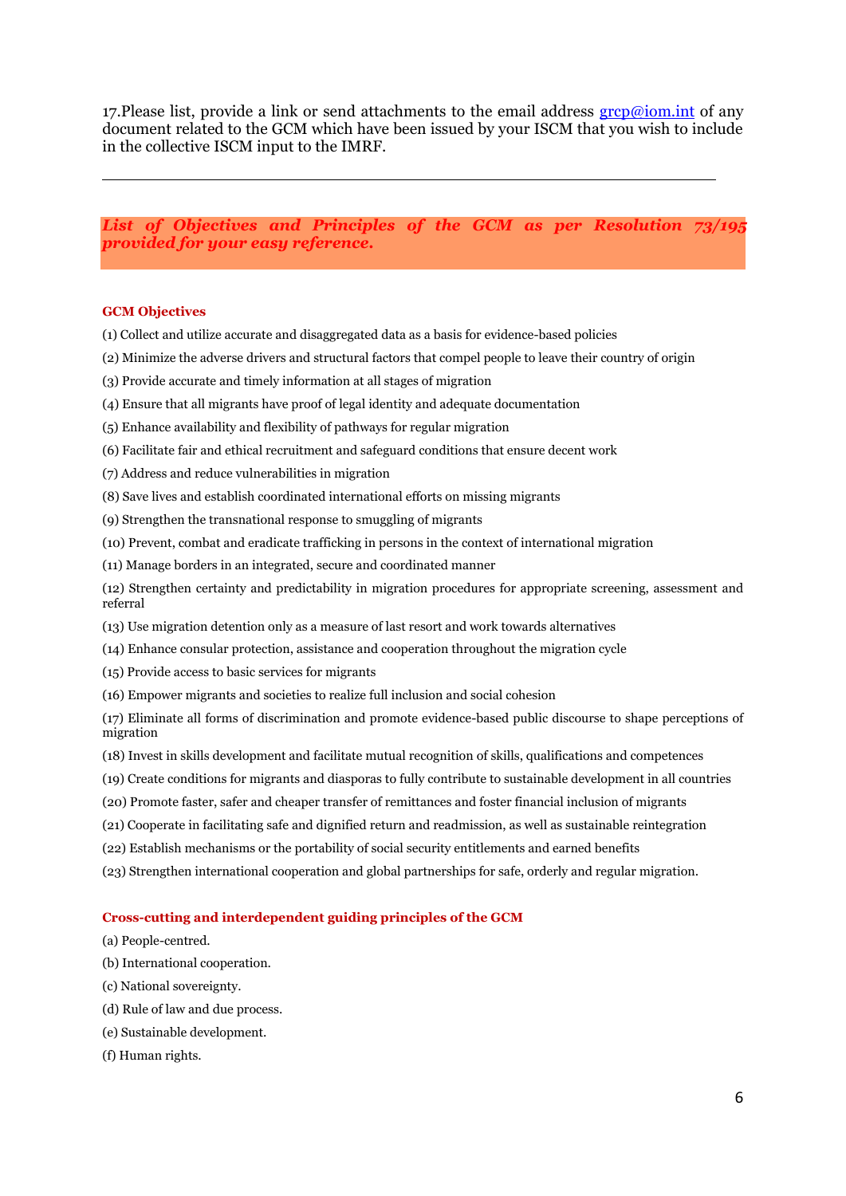17.Please list, provide a link or send attachments to the email address [grcp@iom.int](mailto:grcp@iom.int) of any document related to the GCM which have been issued by your ISCM that you wish to include in the collective ISCM input to the IMRF.

---

***List of Objectives and Principles of the GCM as per Resolution 73/195 provided for your easy reference.***

**GCM Objectives**

(1) Collect and utilize accurate and disaggregated data as a basis for evidence-based policies

(2) Minimize the adverse drivers and structural factors that compel people to leave their country of origin

(3) Provide accurate and timely information at all stages of migration

(4) Ensure that all migrants have proof of legal identity and adequate documentation

(5) Enhance availability and flexibility of pathways for regular migration

(6) Facilitate fair and ethical recruitment and safeguard conditions that ensure decent work

(7) Address and reduce vulnerabilities in migration

(8) Save lives and establish coordinated international efforts on missing migrants

(9) Strengthen the transnational response to smuggling of migrants

(10) Prevent, combat and eradicate trafficking in persons in the context of international migration

(11) Manage borders in an integrated, secure and coordinated manner

(12) Strengthen certainty and predictability in migration procedures for appropriate screening, assessment and referral

(13) Use migration detention only as a measure of last resort and work towards alternatives

(14) Enhance consular protection, assistance and cooperation throughout the migration cycle

(15) Provide access to basic services for migrants

(16) Empower migrants and societies to realize full inclusion and social cohesion

(17) Eliminate all forms of discrimination and promote evidence-based public discourse to shape perceptions of migration

(18) Invest in skills development and facilitate mutual recognition of skills, qualifications and competences

(19) Create conditions for migrants and diasporas to fully contribute to sustainable development in all countries

(20) Promote faster, safer and cheaper transfer of remittances and foster financial inclusion of migrants

(21) Cooperate in facilitating safe and dignified return and readmission, as well as sustainable reintegration

(22) Establish mechanisms or the portability of social security entitlements and earned benefits

(23) Strengthen international cooperation and global partnerships for safe, orderly and regular migration.

**Cross-cutting and interdependent guiding principles of the GCM**

(a) People-centred.

(b) International cooperation.

(c) National sovereignty.

(d) Rule of law and due process.

(e) Sustainable development.

(f) Human rights.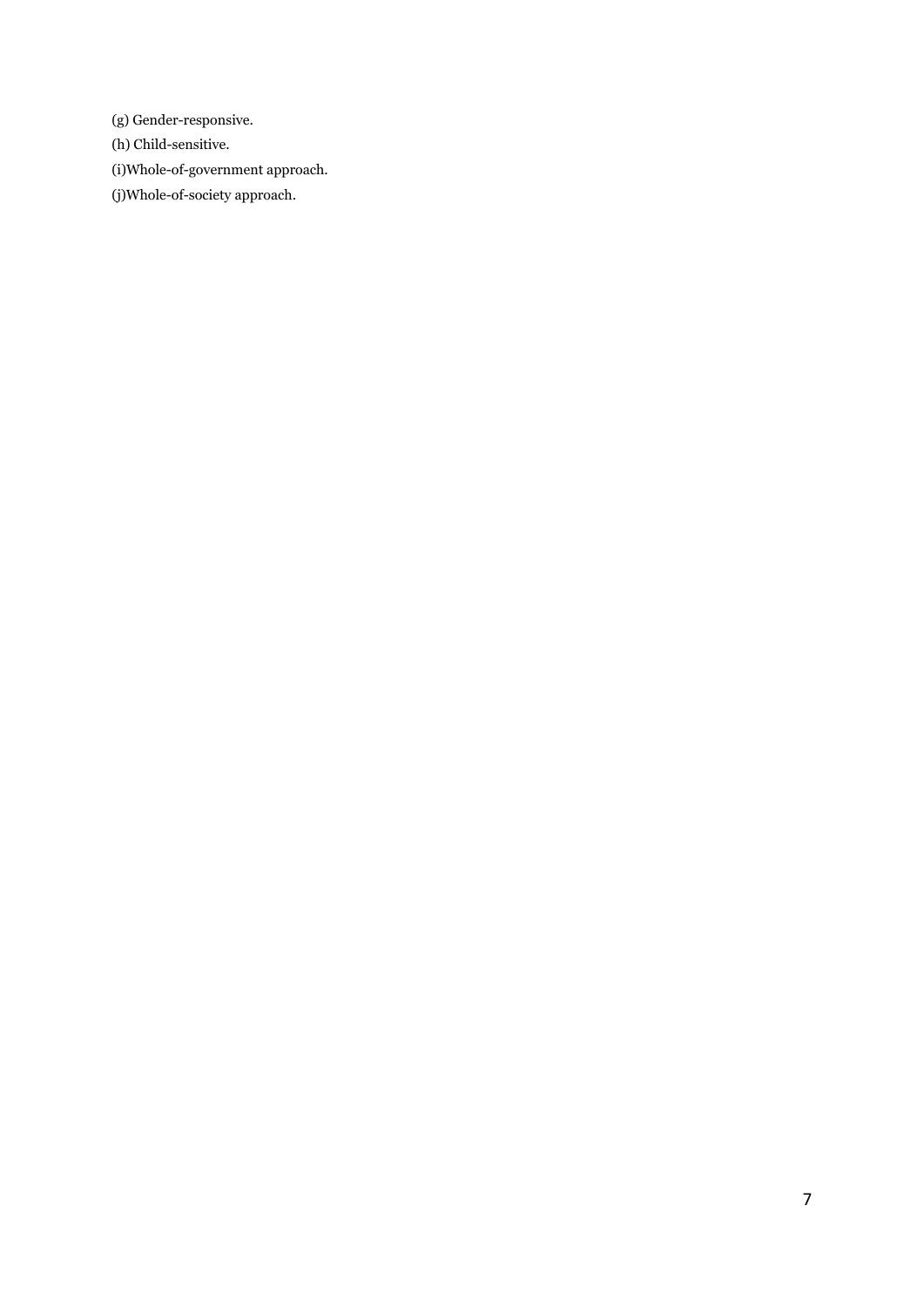(g) Gender-responsive.

(h) Child-sensitive.

(i)Whole-of-government approach.

(j)Whole-of-society approach.